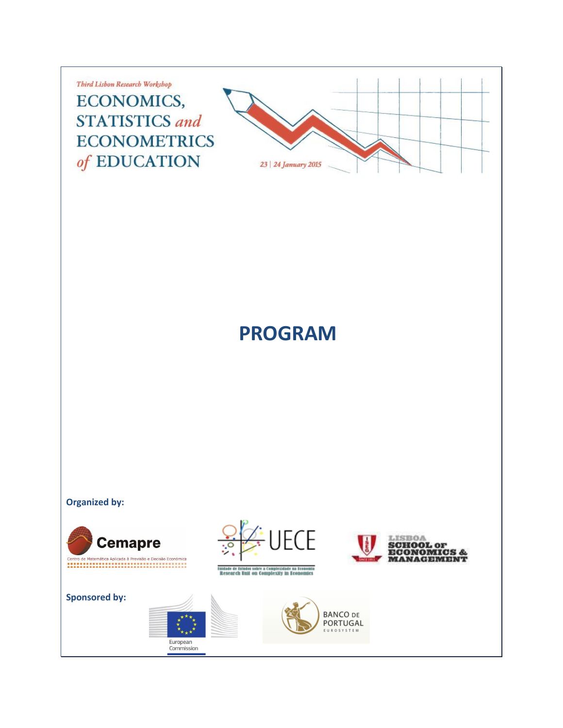*Third Lisbon Research Workshop*

# ECONOMICS, STATISTICS *and* ECONOMETRICS *of* EDUCATION

*23 | 24 January 2015*

# PROGRAM

**Organized by:**

Cemapre – Centro de Matemática Aplicada à Previsão e Decisão Económica

UECE – Unidade de Estudos sobre a Complexidade na Economia – Research Unit on Complexity in Economics

LISBOA SCHOOL OF ECONOMICS & MANAGEMENT

**Sponsored by:**

European Commission

BANCO DE PORTUGAL – EUROSYSTEM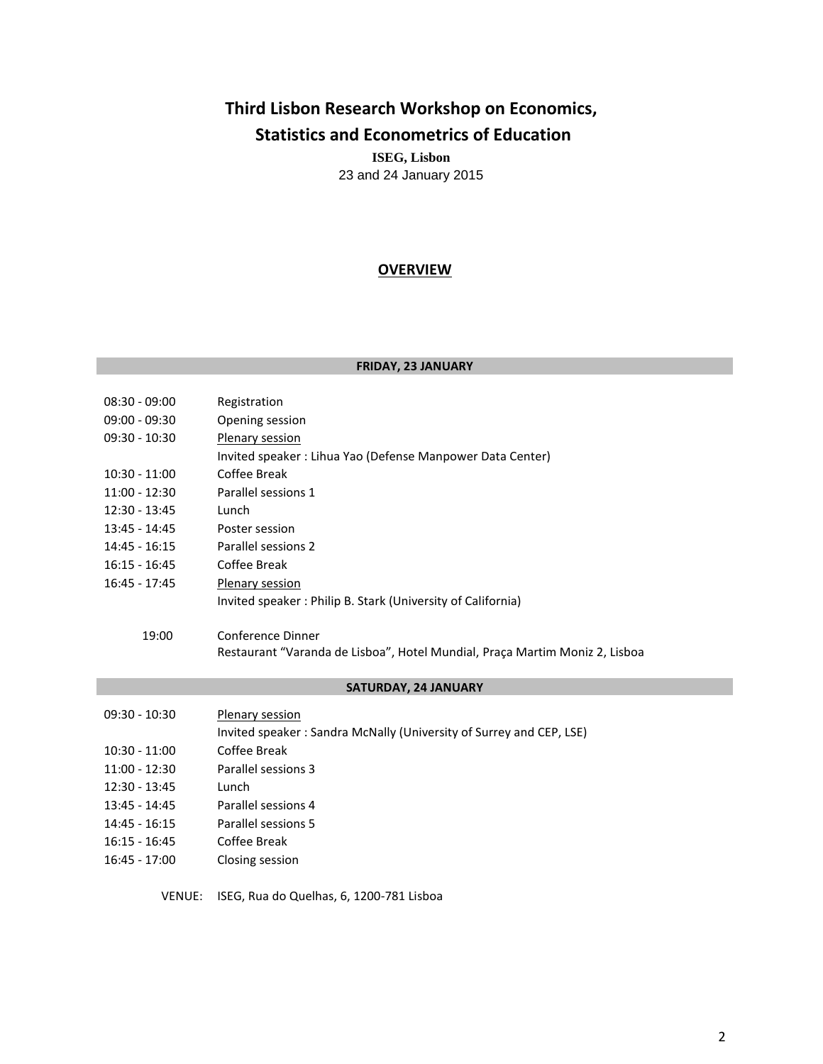# Third Lisbon Research Workshop on Economics, Statistics and Econometrics of Education

**ISEG, Lisbon**

23 and 24 January 2015

## OVERVIEW

### FRIDAY, 23 JANUARY

| | |
|---|---|
| 08:30 - 09:00 | Registration |
| 09:00 - 09:30 | Opening session |
| 09:30 - 10:30 | Plenary session<br>Invited speaker : Lihua Yao (Defense Manpower Data Center) |
| 10:30 - 11:00 | Coffee Break |
| 11:00 - 12:30 | Parallel sessions 1 |
| 12:30 - 13:45 | Lunch |
| 13:45 - 14:45 | Poster session |
| 14:45 - 16:15 | Parallel sessions 2 |
| 16:15 - 16:45 | Coffee Break |
| 16:45 - 17:45 | Plenary session<br>Invited speaker : Philip B. Stark (University of California) |
| 19:00 | Conference Dinner<br>Restaurant “Varanda de Lisboa”, Hotel Mundial, Praça Martim Moniz 2, Lisboa |

### SATURDAY, 24 JANUARY

| | |
|---|---|
| 09:30 - 10:30 | Plenary session<br>Invited speaker : Sandra McNally (University of Surrey and CEP, LSE) |
| 10:30 - 11:00 | Coffee Break |
| 11:00 - 12:30 | Parallel sessions 3 |
| 12:30 - 13:45 | Lunch |
| 13:45 - 14:45 | Parallel sessions 4 |
| 14:45 - 16:15 | Parallel sessions 5 |
| 16:15 - 16:45 | Coffee Break |
| 16:45 - 17:00 | Closing session |

VENUE: ISEG, Rua do Quelhas, 6, 1200-781 Lisboa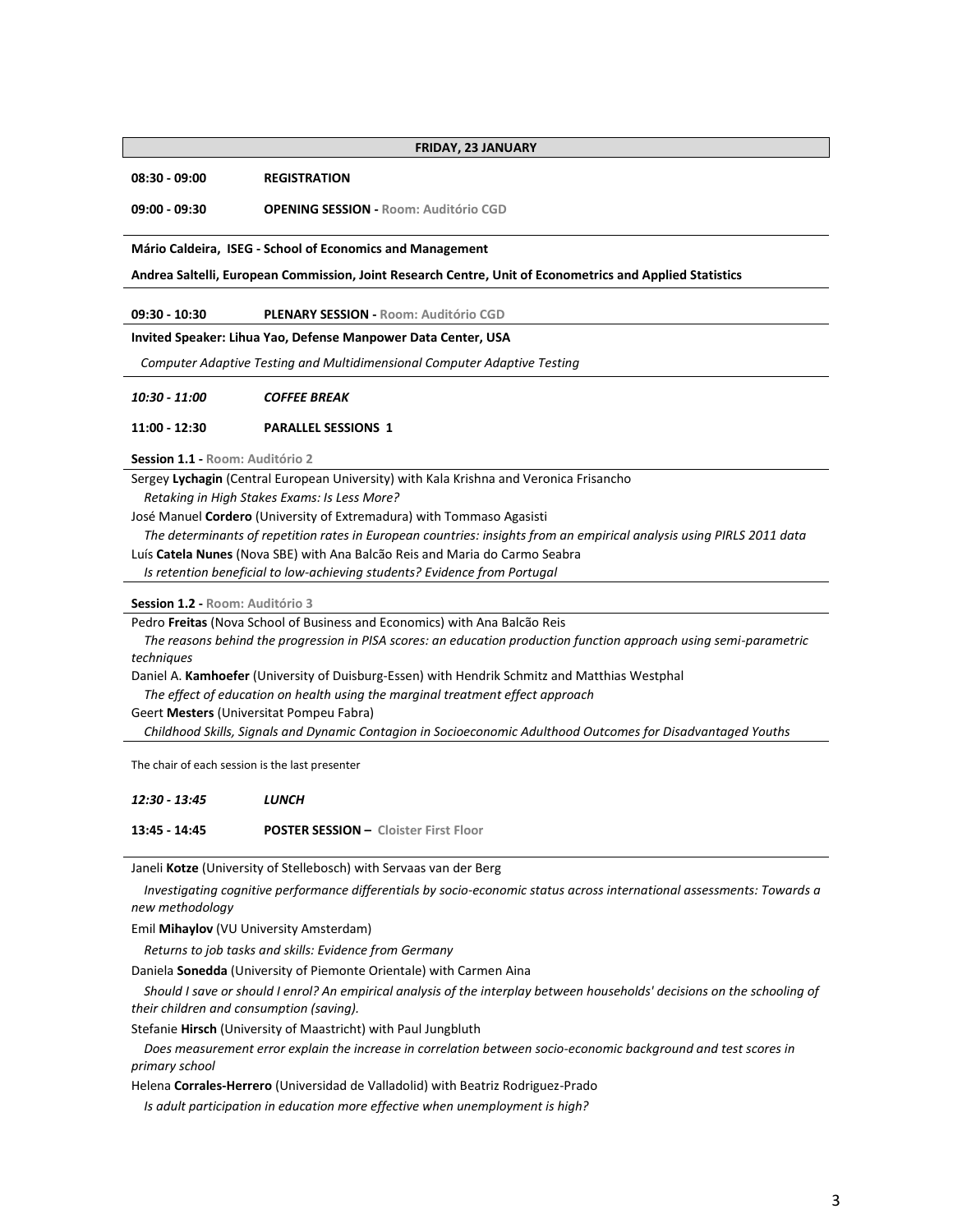## FRIDAY, 23 JANUARY

**08:30 - 09:00** **REGISTRATION**

**09:00 - 09:30** **OPENING SESSION - Room: Auditório CGD**

**Mário Caldeira, ISEG - School of Economics and Management**

**Andrea Saltelli, European Commission, Joint Research Centre, Unit of Econometrics and Applied Statistics**

**09:30 - 10:30** **PLENARY SESSION - Room: Auditório CGD**

**Invited Speaker: Lihua Yao, Defense Manpower Data Center, USA**

*Computer Adaptive Testing and Multidimensional Computer Adaptive Testing*

***10:30 - 11:00*** ***COFFEE BREAK***

**11:00 - 12:30** **PARALLEL SESSIONS 1**

**Session 1.1 - Room: Auditório 2**

Sergey **Lychagin** (Central European University) with Kala Krishna and Veronica Frisancho
*Retaking in High Stakes Exams: Is Less More?*

José Manuel **Cordero** (University of Extremadura) with Tommaso Agasisti
*The determinants of repetition rates in European countries: insights from an empirical analysis using PIRLS 2011 data*

Luís **Catela Nunes** (Nova SBE) with Ana Balcão Reis and Maria do Carmo Seabra
*Is retention beneficial to low-achieving students? Evidence from Portugal*

**Session 1.2 - Room: Auditório 3**

Pedro **Freitas** (Nova School of Business and Economics) with Ana Balcão Reis
*The reasons behind the progression in PISA scores: an education production function approach using semi-parametric techniques*

Daniel A. **Kamhoefer** (University of Duisburg-Essen) with Hendrik Schmitz and Matthias Westphal
*The effect of education on health using the marginal treatment effect approach*

Geert **Mesters** (Universitat Pompeu Fabra)
*Childhood Skills, Signals and Dynamic Contagion in Socioeconomic Adulthood Outcomes for Disadvantaged Youths*

The chair of each session is the last presenter

***12:30 - 13:45*** ***LUNCH***

**13:45 - 14:45** **POSTER SESSION – Cloister First Floor**

Janeli **Kotze** (University of Stellebosch) with Servaas van der Berg
*Investigating cognitive performance differentials by socio-economic status across international assessments: Towards a new methodology*

Emil **Mihaylov** (VU University Amsterdam)
*Returns to job tasks and skills: Evidence from Germany*

Daniela **Sonedda** (University of Piemonte Orientale) with Carmen Aina
*Should I save or should I enrol? An empirical analysis of the interplay between households' decisions on the schooling of their children and consumption (saving).*

Stefanie **Hirsch** (University of Maastricht) with Paul Jungbluth
*Does measurement error explain the increase in correlation between socio-economic background and test scores in primary school*

Helena **Corrales-Herrero** (Universidad de Valladolid) with Beatriz Rodriguez-Prado
*Is adult participation in education more effective when unemployment is high?*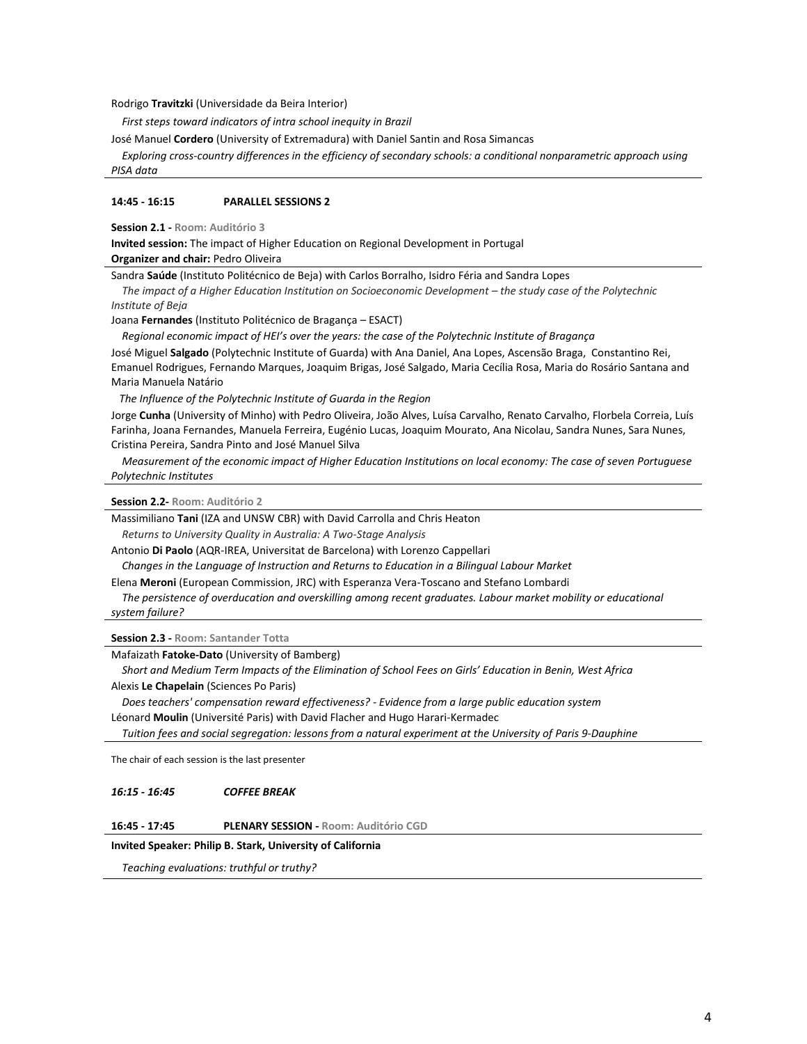Rodrigo **Travitzki** (Universidade da Beira Interior)

*First steps toward indicators of intra school inequity in Brazil*

José Manuel **Cordero** (University of Extremadura) with Daniel Santin and Rosa Simancas

*Exploring cross-country differences in the efficiency of secondary schools: a conditional nonparametric approach using PISA data*

---

**14:45 - 16:15 PARALLEL SESSIONS 2**

**Session 2.1 -** Room: Auditório 3

**Invited session:** The impact of Higher Education on Regional Development in Portugal

**Organizer and chair:** Pedro Oliveira

Sandra **Saúde** (Instituto Politécnico de Beja) with Carlos Borralho, Isidro Féria and Sandra Lopes

*The impact of a Higher Education Institution on Socioeconomic Development – the study case of the Polytechnic Institute of Beja*

Joana **Fernandes** (Instituto Politécnico de Bragança – ESACT)

*Regional economic impact of HEI's over the years: the case of the Polytechnic Institute of Bragança*

José Miguel **Salgado** (Polytechnic Institute of Guarda) with Ana Daniel, Ana Lopes, Ascensão Braga, Constantino Rei, Emanuel Rodrigues, Fernando Marques, Joaquim Brigas, José Salgado, Maria Cecília Rosa, Maria do Rosário Santana and Maria Manuela Natário

*The Influence of the Polytechnic Institute of Guarda in the Region*

Jorge **Cunha** (University of Minho) with Pedro Oliveira, João Alves, Luísa Carvalho, Renato Carvalho, Florbela Correia, Luís Farinha, Joana Fernandes, Manuela Ferreira, Eugénio Lucas, Joaquim Mourato, Ana Nicolau, Sandra Nunes, Sara Nunes, Cristina Pereira, Sandra Pinto and José Manuel Silva

*Measurement of the economic impact of Higher Education Institutions on local economy: The case of seven Portuguese Polytechnic Institutes*

---

**Session 2.2-** Room: Auditório 2

Massimiliano **Tani** (IZA and UNSW CBR) with David Carrolla and Chris Heaton

*Returns to University Quality in Australia: A Two-Stage Analysis*

Antonio **Di Paolo** (AQR-IREA, Universitat de Barcelona) with Lorenzo Cappellari

*Changes in the Language of Instruction and Returns to Education in a Bilingual Labour Market*

Elena **Meroni** (European Commission, JRC) with Esperanza Vera-Toscano and Stefano Lombardi

*The persistence of overducation and overskilling among recent graduates. Labour market mobility or educational system failure?*

---

**Session 2.3 -** Room: Santander Totta

Mafaizath **Fatoke-Dato** (University of Bamberg)

*Short and Medium Term Impacts of the Elimination of School Fees on Girls' Education in Benin, West Africa*

Alexis **Le Chapelain** (Sciences Po Paris)

*Does teachers' compensation reward effectiveness? - Evidence from a large public education system*

Léonard **Moulin** (Université Paris) with David Flacher and Hugo Harari-Kermadec

*Tuition fees and social segregation: lessons from a natural experiment at the University of Paris 9-Dauphine*

---

The chair of each session is the last presenter

***16:15 - 16:45 COFFEE BREAK***

**16:45 - 17:45 PLENARY SESSION -** Room: Auditório CGD

**Invited Speaker: Philip B. Stark, University of California**

*Teaching evaluations: truthful or truthy?*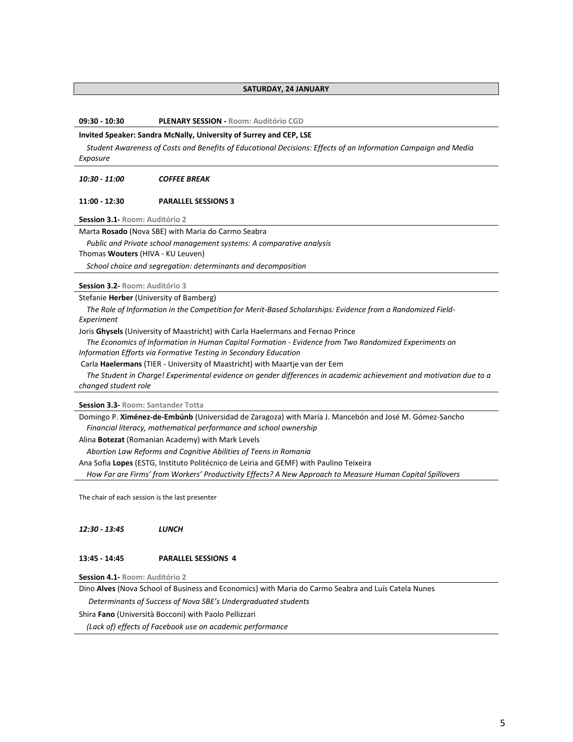## SATURDAY, 24 JANUARY

**09:30 - 10:30** **PLENARY SESSION - Room: Auditório CGD**

**Invited Speaker: Sandra McNally, University of Surrey and CEP, LSE**

*Student Awareness of Costs and Benefits of Educational Decisions: Effects of an Information Campaign and Media Exposure*

***10:30 - 11:00*** ***COFFEE BREAK***

**11:00 - 12:30** **PARALLEL SESSIONS 3**

**Session 3.1- Room: Auditório 2**

Marta **Rosado** (Nova SBE) with Maria do Carmo Seabra

*Public and Private school management systems: A comparative analysis*

Thomas **Wouters** (HIVA - KU Leuven)

*School choice and segregation: determinants and decomposition*

**Session 3.2- Room: Auditório 3**

Stefanie **Herber** (University of Bamberg)

*The Role of Information in the Competition for Merit-Based Scholarships: Evidence from a Randomized Field-Experiment*

Joris **Ghysels** (University of Maastricht) with Carla Haelermans and Fernao Prince

*The Economics of Information in Human Capital Formation - Evidence from Two Randomized Experiments on Information Efforts via Formative Testing in Secondary Education*

Carla **Haelermans** (TIER - University of Maastricht) with Maartje van der Eem

*The Student in Charge! Experimental evidence on gender differences in academic achievement and motivation due to a changed student role*

**Session 3.3- Room: Santander Totta**

Domingo P. **Ximénez-de-Embúnb** (Universidad de Zaragoza) with María J. Mancebón and José M. Gómez-Sancho

*Financial literacy, mathematical performance and school ownership*

Alina **Botezat** (Romanian Academy) with Mark Levels

*Abortion Law Reforms and Cognitive Abilities of Teens in Romania*

Ana Sofia **Lopes** (ESTG, Instituto Politécnico de Leiria and GEMF) with Paulino Teixeira

*How Far are Firms' from Workers' Productivity Effects? A New Approach to Measure Human Capital Spillovers*

The chair of each session is the last presenter

***12:30 - 13:45*** ***LUNCH***

**13:45 - 14:45** **PARALLEL SESSIONS 4**

**Session 4.1- Room: Auditório 2**

Dino **Alves** (Nova School of Business and Economics) with Maria do Carmo Seabra and Luís Catela Nunes

*Determinants of Success of Nova SBE's Undergraduated students*

Shira **Fano** (Università Bocconi) with Paolo Pellizzari

*(Lack of) effects of Facebook use on academic performance*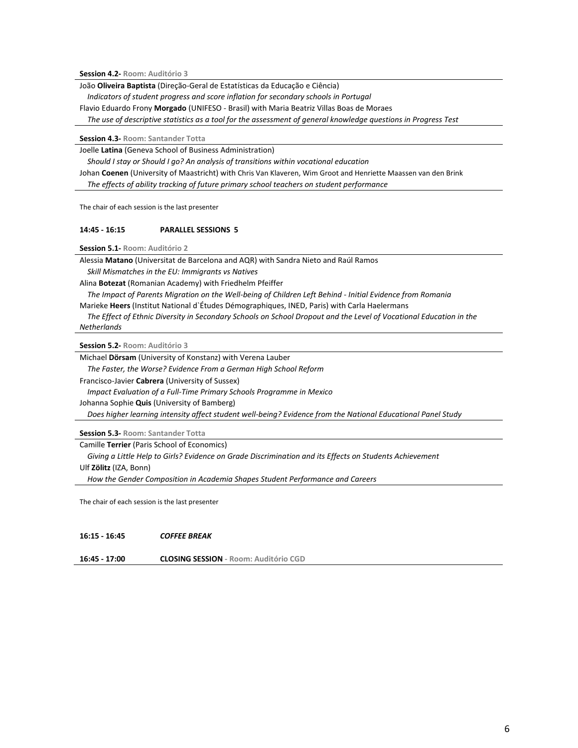**Session 4.2-** Room: Auditório 3

João **Oliveira Baptista** (Direção-Geral de Estatísticas da Educação e Ciência)
*Indicators of student progress and score inflation for secondary schools in Portugal*

Flavio Eduardo Frony **Morgado** (UNIFESO - Brasil) with Maria Beatriz Villas Boas de Moraes
*The use of descriptive statistics as a tool for the assessment of general knowledge questions in Progress Test*

**Session 4.3-** Room: Santander Totta

Joelle **Latina** (Geneva School of Business Administration)
*Should I stay or Should I go? An analysis of transitions within vocational education*

Johan **Coenen** (University of Maastricht) with Chris Van Klaveren, Wim Groot and Henriette Maassen van den Brink
*The effects of ability tracking of future primary school teachers on student performance*

The chair of each session is the last presenter

**14:45 - 16:15 PARALLEL SESSIONS 5**

**Session 5.1-** Room: Auditório 2

Alessia **Matano** (Universitat de Barcelona and AQR) with Sandra Nieto and Raúl Ramos
*Skill Mismatches in the EU: Immigrants vs Natives*

Alina **Botezat** (Romanian Academy) with Friedhelm Pfeiffer
*The Impact of Parents Migration on the Well-being of Children Left Behind - Initial Evidence from Romania*

Marieke **Heers** (Institut National d`Études Démographiques, INED, Paris) with Carla Haelermans
*The Effect of Ethnic Diversity in Secondary Schools on School Dropout and the Level of Vocational Education in the Netherlands*

**Session 5.2-** Room: Auditório 3

Michael **Dörsam** (University of Konstanz) with Verena Lauber
*The Faster, the Worse? Evidence From a German High School Reform*

Francisco-Javier **Cabrera** (University of Sussex)
*Impact Evaluation of a Full-Time Primary Schools Programme in Mexico*

Johanna Sophie **Quis** (University of Bamberg)
*Does higher learning intensity affect student well-being? Evidence from the National Educational Panel Study*

**Session 5.3-** Room: Santander Totta

Camille **Terrier** (Paris School of Economics)
*Giving a Little Help to Girls? Evidence on Grade Discrimination and its Effects on Students Achievement*

Ulf **Zölitz** (IZA, Bonn)
*How the Gender Composition in Academia Shapes Student Performance and Careers*

The chair of each session is the last presenter

**16:15 - 16:45** ***COFFEE BREAK***

**16:45 - 17:00** **CLOSING SESSION** - Room: Auditório CGD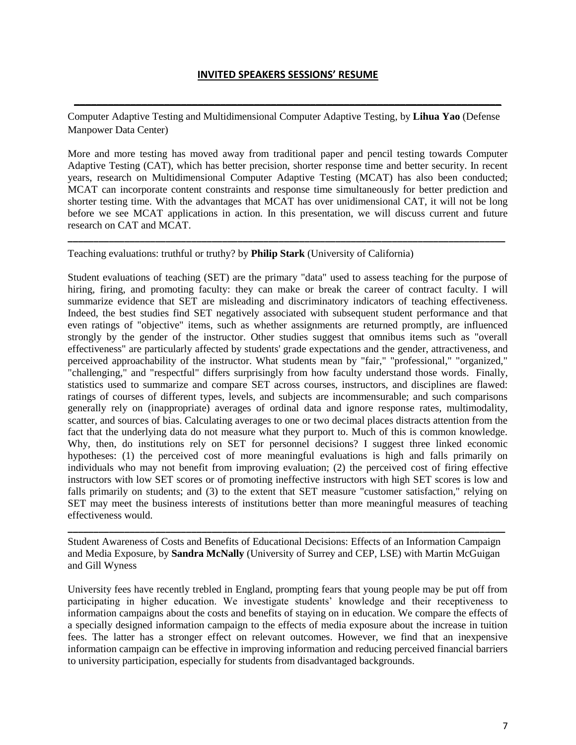## INVITED SPEAKERS SESSIONS' RESUME

---

Computer Adaptive Testing and Multidimensional Computer Adaptive Testing, by **Lihua Yao** (Defense Manpower Data Center)

More and more testing has moved away from traditional paper and pencil testing towards Computer Adaptive Testing (CAT), which has better precision, shorter response time and better security. In recent years, research on Multidimensional Computer Adaptive Testing (MCAT) has also been conducted; MCAT can incorporate content constraints and response time simultaneously for better prediction and shorter testing time. With the advantages that MCAT has over unidimensional CAT, it will not be long before we see MCAT applications in action. In this presentation, we will discuss current and future research on CAT and MCAT.

---

Teaching evaluations: truthful or truthy? by **Philip Stark** (University of California)

Student evaluations of teaching (SET) are the primary "data" used to assess teaching for the purpose of hiring, firing, and promoting faculty: they can make or break the career of contract faculty. I will summarize evidence that SET are misleading and discriminatory indicators of teaching effectiveness. Indeed, the best studies find SET negatively associated with subsequent student performance and that even ratings of "objective" items, such as whether assignments are returned promptly, are influenced strongly by the gender of the instructor. Other studies suggest that omnibus items such as "overall effectiveness" are particularly affected by students' grade expectations and the gender, attractiveness, and perceived approachability of the instructor. What students mean by "fair," "professional," "organized," "challenging," and "respectful" differs surprisingly from how faculty understand those words. Finally, statistics used to summarize and compare SET across courses, instructors, and disciplines are flawed: ratings of courses of different types, levels, and subjects are incommensurable; and such comparisons generally rely on (inappropriate) averages of ordinal data and ignore response rates, multimodality, scatter, and sources of bias. Calculating averages to one or two decimal places distracts attention from the fact that the underlying data do not measure what they purport to. Much of this is common knowledge. Why, then, do institutions rely on SET for personnel decisions? I suggest three linked economic hypotheses: (1) the perceived cost of more meaningful evaluations is high and falls primarily on individuals who may not benefit from improving evaluation; (2) the perceived cost of firing effective instructors with low SET scores or of promoting ineffective instructors with high SET scores is low and falls primarily on students; and (3) to the extent that SET measure "customer satisfaction," relying on SET may meet the business interests of institutions better than more meaningful measures of teaching effectiveness would.

---

Student Awareness of Costs and Benefits of Educational Decisions: Effects of an Information Campaign and Media Exposure, by **Sandra McNally** (University of Surrey and CEP, LSE) with Martin McGuigan and Gill Wyness

University fees have recently trebled in England, prompting fears that young people may be put off from participating in higher education. We investigate students' knowledge and their receptiveness to information campaigns about the costs and benefits of staying on in education. We compare the effects of a specially designed information campaign to the effects of media exposure about the increase in tuition fees. The latter has a stronger effect on relevant outcomes. However, we find that an inexpensive information campaign can be effective in improving information and reducing perceived financial barriers to university participation, especially for students from disadvantaged backgrounds.